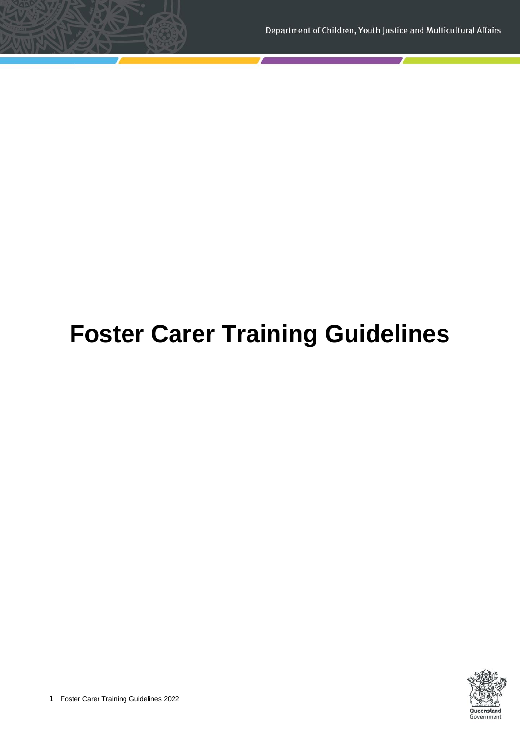Department of Children, Youth Justice and Multicultural Affairs

# Foster Carer Training Guidelines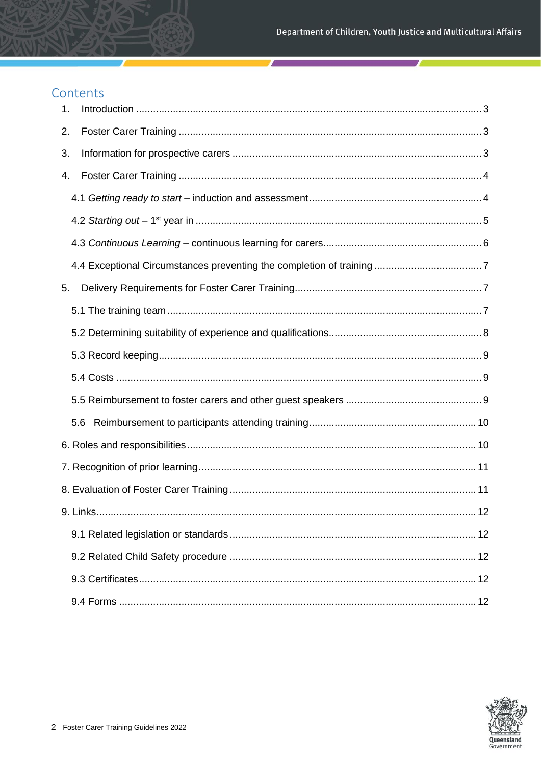## Contents

1. Introduction ........................................................................................................................ 3
2. Foster Carer Training ......................................................................................................... 3
3. Information for prospective carers ...................................................................................... 3
4. Foster Carer Training ......................................................................................................... 4

   4.1 *Getting ready to start* – induction and assessment ............................................................ 4

   4.2 *Starting out* – 1st year in .................................................................................................. 5

   4.3 *Continuous Learning* – continuous learning for carers....................................................... 6

   4.4 Exceptional Circumstances preventing the completion of training ..................................... 7

5. Delivery Requirements for Foster Carer Training................................................................. 7

   5.1 The training team ............................................................................................................. 7

   5.2 Determining suitability of experience and qualifications..................................................... 8

   5.3 Record keeping................................................................................................................ 9

   5.4 Costs ............................................................................................................................... 9

   5.5 Reimbursement to foster carers and other guest speakers ............................................... 9

   5.6 Reimbursement to participants attending training.......................................................... 10

6. Roles and responsibilities.................................................................................................... 10

7. Recognition of prior learning................................................................................................ 11

8. Evaluation of Foster Carer Training ..................................................................................... 11

9. Links.................................................................................................................................... 12

   9.1 Related legislation or standards ..................................................................................... 12

   9.2 Related Child Safety procedure ..................................................................................... 12

   9.3 Certificates..................................................................................................................... 12

   9.4 Forms ............................................................................................................................ 12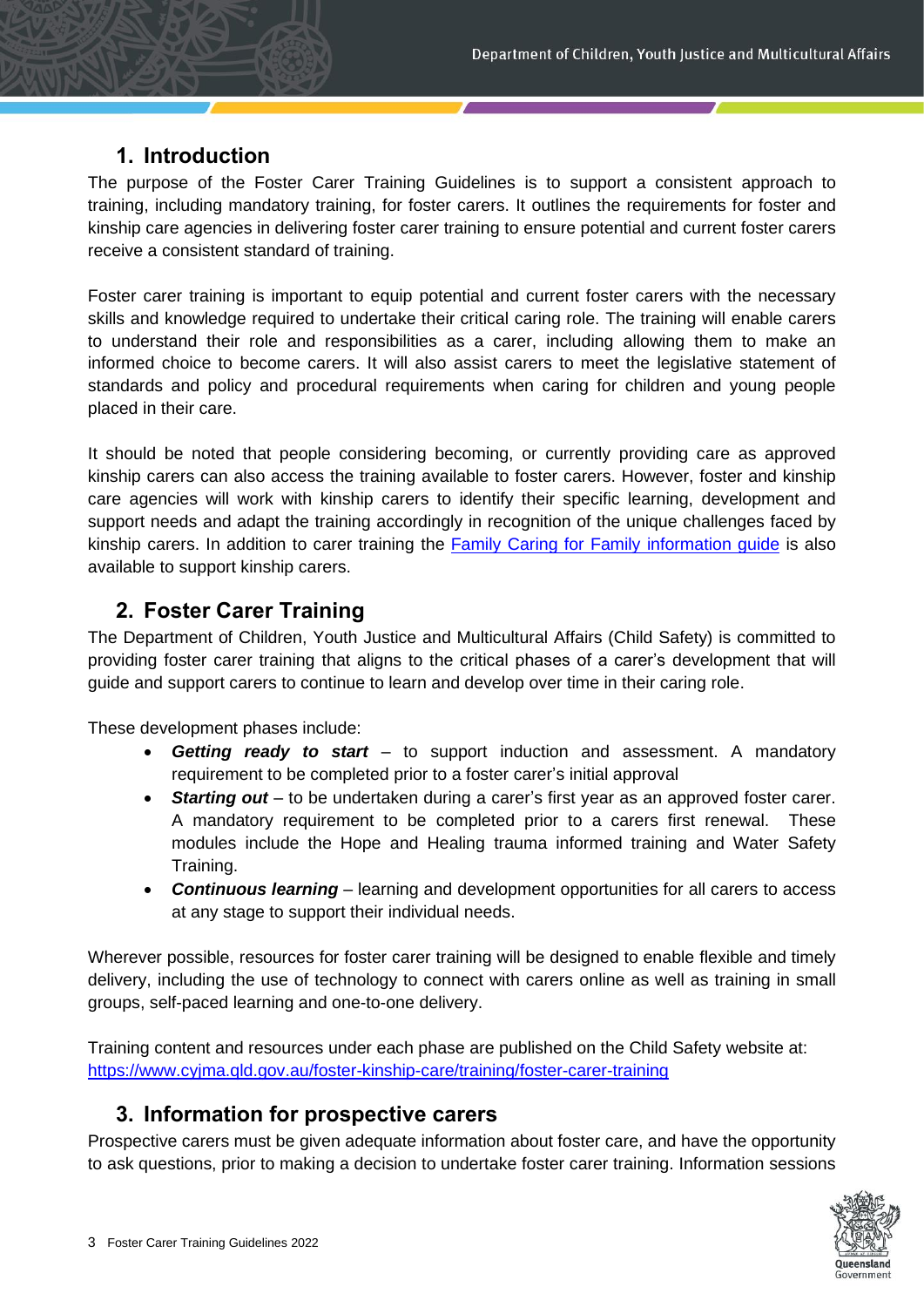## 1. Introduction

The purpose of the Foster Carer Training Guidelines is to support a consistent approach to training, including mandatory training, for foster carers. It outlines the requirements for foster and kinship care agencies in delivering foster carer training to ensure potential and current foster carers receive a consistent standard of training.

Foster carer training is important to equip potential and current foster carers with the necessary skills and knowledge required to undertake their critical caring role. The training will enable carers to understand their role and responsibilities as a carer, including allowing them to make an informed choice to become carers. It will also assist carers to meet the legislative statement of standards and policy and procedural requirements when caring for children and young people placed in their care.

It should be noted that people considering becoming, or currently providing care as approved kinship carers can also access the training available to foster carers. However, foster and kinship care agencies will work with kinship carers to identify their specific learning, development and support needs and adapt the training accordingly in recognition of the unique challenges faced by kinship carers. In addition to carer training the [Family Caring for Family information guide]() is also available to support kinship carers.

## 2. Foster Carer Training

The Department of Children, Youth Justice and Multicultural Affairs (Child Safety) is committed to providing foster carer training that aligns to the critical phases of a carer's development that will guide and support carers to continue to learn and develop over time in their caring role.

These development phases include:

- ***Getting ready to start*** – to support induction and assessment. A mandatory requirement to be completed prior to a foster carer's initial approval
- ***Starting out*** – to be undertaken during a carer's first year as an approved foster carer. A mandatory requirement to be completed prior to a carers first renewal. These modules include the Hope and Healing trauma informed training and Water Safety Training.
- ***Continuous learning*** – learning and development opportunities for all carers to access at any stage to support their individual needs.

Wherever possible, resources for foster carer training will be designed to enable flexible and timely delivery, including the use of technology to connect with carers online as well as training in small groups, self-paced learning and one-to-one delivery.

Training content and resources under each phase are published on the Child Safety website at: https://www.cyjma.qld.gov.au/foster-kinship-care/training/foster-carer-training

## 3. Information for prospective carers

Prospective carers must be given adequate information about foster care, and have the opportunity to ask questions, prior to making a decision to undertake foster carer training. Information sessions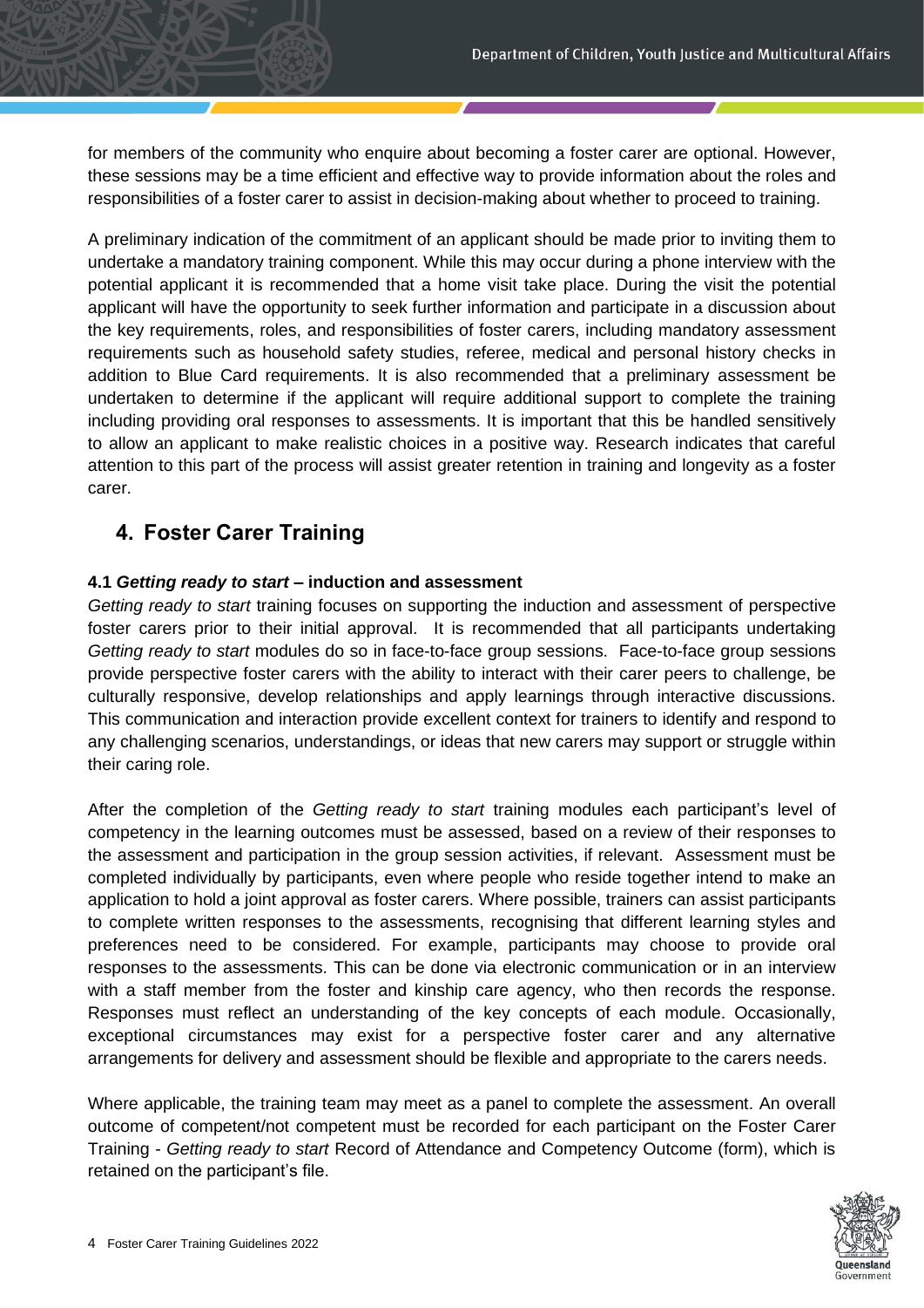for members of the community who enquire about becoming a foster carer are optional. However, these sessions may be a time efficient and effective way to provide information about the roles and responsibilities of a foster carer to assist in decision-making about whether to proceed to training.

A preliminary indication of the commitment of an applicant should be made prior to inviting them to undertake a mandatory training component. While this may occur during a phone interview with the potential applicant it is recommended that a home visit take place. During the visit the potential applicant will have the opportunity to seek further information and participate in a discussion about the key requirements, roles, and responsibilities of foster carers, including mandatory assessment requirements such as household safety studies, referee, medical and personal history checks in addition to Blue Card requirements. It is also recommended that a preliminary assessment be undertaken to determine if the applicant will require additional support to complete the training including providing oral responses to assessments. It is important that this be handled sensitively to allow an applicant to make realistic choices in a positive way. Research indicates that careful attention to this part of the process will assist greater retention in training and longevity as a foster carer.

## 4. Foster Carer Training

### 4.1 *Getting ready to start* – induction and assessment

*Getting ready to start* training focuses on supporting the induction and assessment of perspective foster carers prior to their initial approval. It is recommended that all participants undertaking *Getting ready to start* modules do so in face-to-face group sessions. Face-to-face group sessions provide perspective foster carers with the ability to interact with their carer peers to challenge, be culturally responsive, develop relationships and apply learnings through interactive discussions. This communication and interaction provide excellent context for trainers to identify and respond to any challenging scenarios, understandings, or ideas that new carers may support or struggle within their caring role.

After the completion of the *Getting ready to start* training modules each participant's level of competency in the learning outcomes must be assessed, based on a review of their responses to the assessment and participation in the group session activities, if relevant. Assessment must be completed individually by participants, even where people who reside together intend to make an application to hold a joint approval as foster carers. Where possible, trainers can assist participants to complete written responses to the assessments, recognising that different learning styles and preferences need to be considered. For example, participants may choose to provide oral responses to the assessments. This can be done via electronic communication or in an interview with a staff member from the foster and kinship care agency, who then records the response. Responses must reflect an understanding of the key concepts of each module. Occasionally, exceptional circumstances may exist for a perspective foster carer and any alternative arrangements for delivery and assessment should be flexible and appropriate to the carers needs.

Where applicable, the training team may meet as a panel to complete the assessment. An overall outcome of competent/not competent must be recorded for each participant on the Foster Carer Training - *Getting ready to start* Record of Attendance and Competency Outcome (form), which is retained on the participant's file.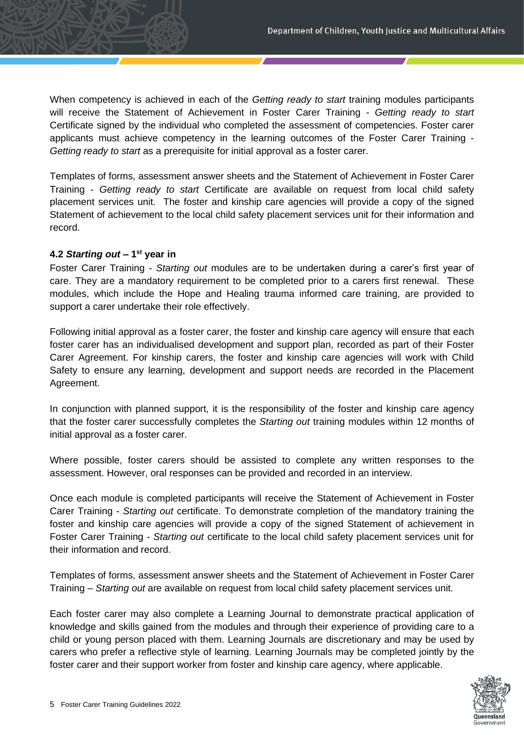When competency is achieved in each of the *Getting ready to start* training modules participants will receive the Statement of Achievement in Foster Carer Training - *Getting ready to start* Certificate signed by the individual who completed the assessment of competencies. Foster carer applicants must achieve competency in the learning outcomes of the Foster Carer Training - *Getting ready to start* as a prerequisite for initial approval as a foster carer.

Templates of forms, assessment answer sheets and the Statement of Achievement in Foster Carer Training - *Getting ready to start* Certificate are available on request from local child safety placement services unit. The foster and kinship care agencies will provide a copy of the signed Statement of achievement to the local child safety placement services unit for their information and record.

### 4.2 *Starting out* – 1st year in

Foster Carer Training - *Starting out* modules are to be undertaken during a carer's first year of care. They are a mandatory requirement to be completed prior to a carers first renewal. These modules, which include the Hope and Healing trauma informed care training, are provided to support a carer undertake their role effectively.

Following initial approval as a foster carer, the foster and kinship care agency will ensure that each foster carer has an individualised development and support plan, recorded as part of their Foster Carer Agreement. For kinship carers, the foster and kinship care agencies will work with Child Safety to ensure any learning, development and support needs are recorded in the Placement Agreement.

In conjunction with planned support, it is the responsibility of the foster and kinship care agency that the foster carer successfully completes the *Starting out* training modules within 12 months of initial approval as a foster carer.

Where possible, foster carers should be assisted to complete any written responses to the assessment. However, oral responses can be provided and recorded in an interview.

Once each module is completed participants will receive the Statement of Achievement in Foster Carer Training - *Starting out* certificate. To demonstrate completion of the mandatory training the foster and kinship care agencies will provide a copy of the signed Statement of achievement in Foster Carer Training - *Starting out* certificate to the local child safety placement services unit for their information and record.

Templates of forms, assessment answer sheets and the Statement of Achievement in Foster Carer Training – *Starting out* are available on request from local child safety placement services unit.

Each foster carer may also complete a Learning Journal to demonstrate practical application of knowledge and skills gained from the modules and through their experience of providing care to a child or young person placed with them. Learning Journals are discretionary and may be used by carers who prefer a reflective style of learning. Learning Journals may be completed jointly by the foster carer and their support worker from foster and kinship care agency, where applicable.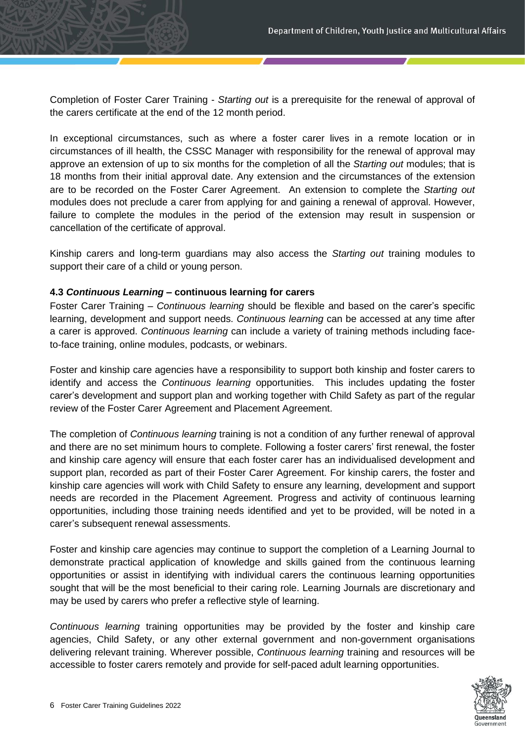Completion of Foster Carer Training - *Starting out* is a prerequisite for the renewal of approval of the carers certificate at the end of the 12 month period.

In exceptional circumstances, such as where a foster carer lives in a remote location or in circumstances of ill health, the CSSC Manager with responsibility for the renewal of approval may approve an extension of up to six months for the completion of all the *Starting out* modules; that is 18 months from their initial approval date. Any extension and the circumstances of the extension are to be recorded on the Foster Carer Agreement. An extension to complete the *Starting out* modules does not preclude a carer from applying for and gaining a renewal of approval. However, failure to complete the modules in the period of the extension may result in suspension or cancellation of the certificate of approval.

Kinship carers and long-term guardians may also access the *Starting out* training modules to support their care of a child or young person.

#### 4.3 *Continuous Learning* – continuous learning for carers

Foster Carer Training – *Continuous learning* should be flexible and based on the carer's specific learning, development and support needs. *Continuous learning* can be accessed at any time after a carer is approved. *Continuous learning* can include a variety of training methods including face-to-face training, online modules, podcasts, or webinars.

Foster and kinship care agencies have a responsibility to support both kinship and foster carers to identify and access the *Continuous learning* opportunities. This includes updating the foster carer's development and support plan and working together with Child Safety as part of the regular review of the Foster Carer Agreement and Placement Agreement.

The completion of *Continuous learning* training is not a condition of any further renewal of approval and there are no set minimum hours to complete. Following a foster carers' first renewal, the foster and kinship care agency will ensure that each foster carer has an individualised development and support plan, recorded as part of their Foster Carer Agreement. For kinship carers, the foster and kinship care agencies will work with Child Safety to ensure any learning, development and support needs are recorded in the Placement Agreement. Progress and activity of continuous learning opportunities, including those training needs identified and yet to be provided, will be noted in a carer's subsequent renewal assessments.

Foster and kinship care agencies may continue to support the completion of a Learning Journal to demonstrate practical application of knowledge and skills gained from the continuous learning opportunities or assist in identifying with individual carers the continuous learning opportunities sought that will be the most beneficial to their caring role. Learning Journals are discretionary and may be used by carers who prefer a reflective style of learning.

*Continuous learning* training opportunities may be provided by the foster and kinship care agencies, Child Safety, or any other external government and non-government organisations delivering relevant training. Wherever possible, *Continuous learning* training and resources will be accessible to foster carers remotely and provide for self-paced adult learning opportunities.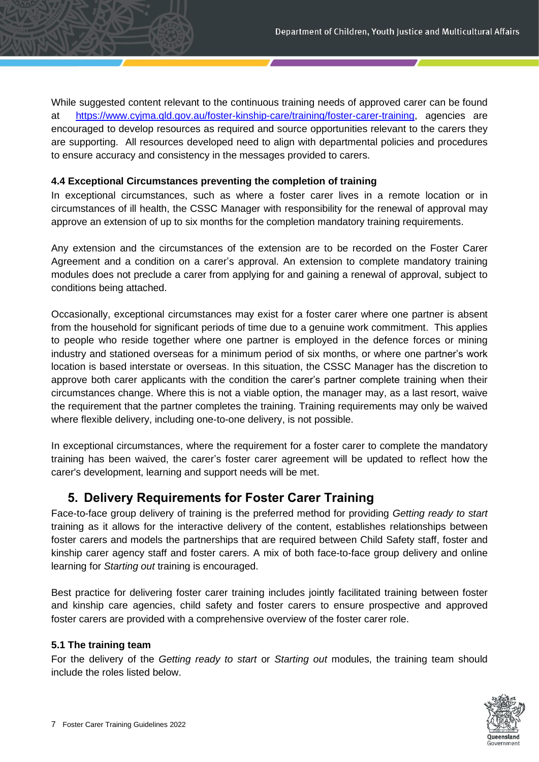While suggested content relevant to the continuous training needs of approved carer can be found at [https://www.cyjma.qld.gov.au/foster-kinship-care/training/foster-carer-training](https://www.cyjma.qld.gov.au/foster-kinship-care/training/foster-carer-training), agencies are encouraged to develop resources as required and source opportunities relevant to the carers they are supporting. All resources developed need to align with departmental policies and procedures to ensure accuracy and consistency in the messages provided to carers.

### 4.4 Exceptional Circumstances preventing the completion of training

In exceptional circumstances, such as where a foster carer lives in a remote location or in circumstances of ill health, the CSSC Manager with responsibility for the renewal of approval may approve an extension of up to six months for the completion mandatory training requirements.

Any extension and the circumstances of the extension are to be recorded on the Foster Carer Agreement and a condition on a carer's approval. An extension to complete mandatory training modules does not preclude a carer from applying for and gaining a renewal of approval, subject to conditions being attached.

Occasionally, exceptional circumstances may exist for a foster carer where one partner is absent from the household for significant periods of time due to a genuine work commitment. This applies to people who reside together where one partner is employed in the defence forces or mining industry and stationed overseas for a minimum period of six months, or where one partner's work location is based interstate or overseas. In this situation, the CSSC Manager has the discretion to approve both carer applicants with the condition the carer's partner complete training when their circumstances change. Where this is not a viable option, the manager may, as a last resort, waive the requirement that the partner completes the training. Training requirements may only be waived where flexible delivery, including one-to-one delivery, is not possible.

In exceptional circumstances, where the requirement for a foster carer to complete the mandatory training has been waived, the carer's foster carer agreement will be updated to reflect how the carer's development, learning and support needs will be met.

## 5. Delivery Requirements for Foster Carer Training

Face-to-face group delivery of training is the preferred method for providing *Getting ready to start* training as it allows for the interactive delivery of the content, establishes relationships between foster carers and models the partnerships that are required between Child Safety staff, foster and kinship carer agency staff and foster carers. A mix of both face-to-face group delivery and online learning for *Starting out* training is encouraged.

Best practice for delivering foster carer training includes jointly facilitated training between foster and kinship care agencies, child safety and foster carers to ensure prospective and approved foster carers are provided with a comprehensive overview of the foster carer role.

### 5.1 The training team

For the delivery of the *Getting ready to start* or *Starting out* modules, the training team should include the roles listed below.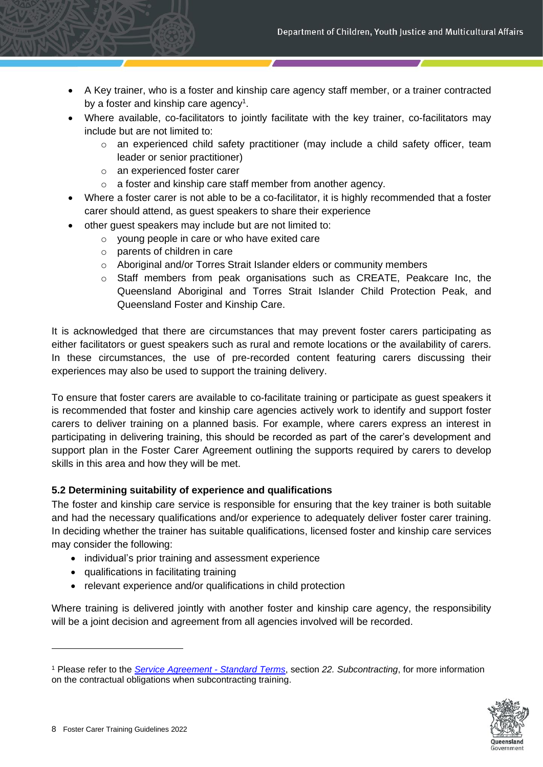- A Key trainer, who is a foster and kinship care agency staff member, or a trainer contracted by a foster and kinship care agency[1].
- Where available, co-facilitators to jointly facilitate with the key trainer, co-facilitators may include but are not limited to:
  - an experienced child safety practitioner (may include a child safety officer, team leader or senior practitioner)
  - an experienced foster carer
  - a foster and kinship care staff member from another agency.
- Where a foster carer is not able to be a co-facilitator, it is highly recommended that a foster carer should attend, as guest speakers to share their experience
- other guest speakers may include but are not limited to:
  - young people in care or who have exited care
  - parents of children in care
  - Aboriginal and/or Torres Strait Islander elders or community members
  - Staff members from peak organisations such as CREATE, Peakcare Inc, the Queensland Aboriginal and Torres Strait Islander Child Protection Peak, and Queensland Foster and Kinship Care.

It is acknowledged that there are circumstances that may prevent foster carers participating as either facilitators or guest speakers such as rural and remote locations or the availability of carers. In these circumstances, the use of pre-recorded content featuring carers discussing their experiences may also be used to support the training delivery.

To ensure that foster carers are available to co-facilitate training or participate as guest speakers it is recommended that foster and kinship care agencies actively work to identify and support foster carers to deliver training on a planned basis. For example, where carers express an interest in participating in delivering training, this should be recorded as part of the carer's development and support plan in the Foster Carer Agreement outlining the supports required by carers to develop skills in this area and how they will be met.

### 5.2 Determining suitability of experience and qualifications

The foster and kinship care service is responsible for ensuring that the key trainer is both suitable and had the necessary qualifications and/or experience to adequately deliver foster carer training. In deciding whether the trainer has suitable qualifications, licensed foster and kinship care services may consider the following:

- individual's prior training and assessment experience
- qualifications in facilitating training
- relevant experience and/or qualifications in child protection

Where training is delivered jointly with another foster and kinship care agency, the responsibility will be a joint decision and agreement from all agencies involved will be recorded.

---

[1] Please refer to the *Service Agreement - Standard Terms*, section *22. Subcontracting*, for more information on the contractual obligations when subcontracting training.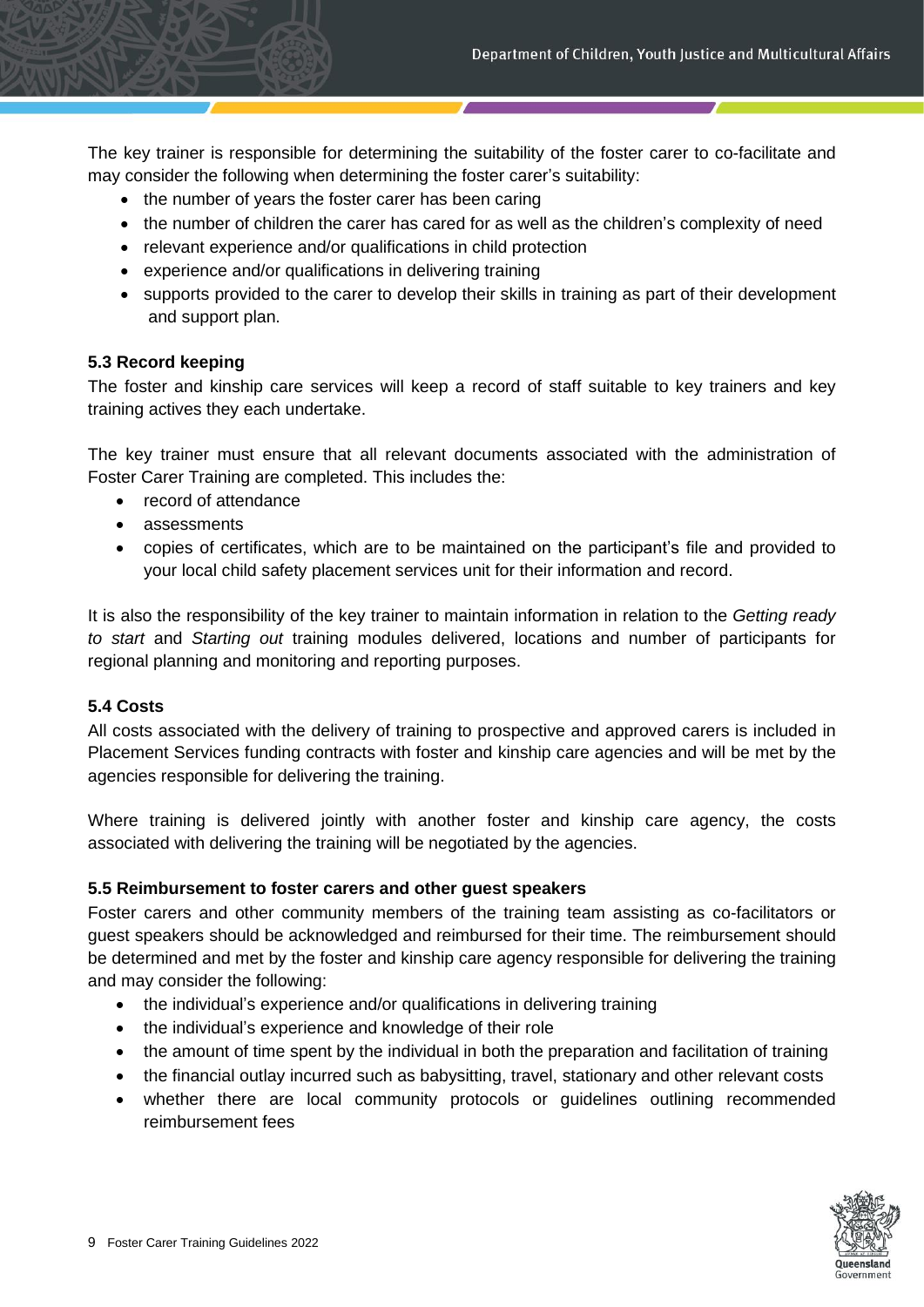The key trainer is responsible for determining the suitability of the foster carer to co-facilitate and may consider the following when determining the foster carer's suitability:

- the number of years the foster carer has been caring
- the number of children the carer has cared for as well as the children's complexity of need
- relevant experience and/or qualifications in child protection
- experience and/or qualifications in delivering training
- supports provided to the carer to develop their skills in training as part of their development and support plan.

### 5.3 Record keeping

The foster and kinship care services will keep a record of staff suitable to key trainers and key training actives they each undertake.

The key trainer must ensure that all relevant documents associated with the administration of Foster Carer Training are completed. This includes the:

- record of attendance
- assessments
- copies of certificates, which are to be maintained on the participant's file and provided to your local child safety placement services unit for their information and record.

It is also the responsibility of the key trainer to maintain information in relation to the *Getting ready to start* and *Starting out* training modules delivered, locations and number of participants for regional planning and monitoring and reporting purposes.

### 5.4 Costs

All costs associated with the delivery of training to prospective and approved carers is included in Placement Services funding contracts with foster and kinship care agencies and will be met by the agencies responsible for delivering the training.

Where training is delivered jointly with another foster and kinship care agency, the costs associated with delivering the training will be negotiated by the agencies.

### 5.5 Reimbursement to foster carers and other guest speakers

Foster carers and other community members of the training team assisting as co-facilitators or guest speakers should be acknowledged and reimbursed for their time. The reimbursement should be determined and met by the foster and kinship care agency responsible for delivering the training and may consider the following:

- the individual's experience and/or qualifications in delivering training
- the individual's experience and knowledge of their role
- the amount of time spent by the individual in both the preparation and facilitation of training
- the financial outlay incurred such as babysitting, travel, stationary and other relevant costs
- whether there are local community protocols or guidelines outlining recommended reimbursement fees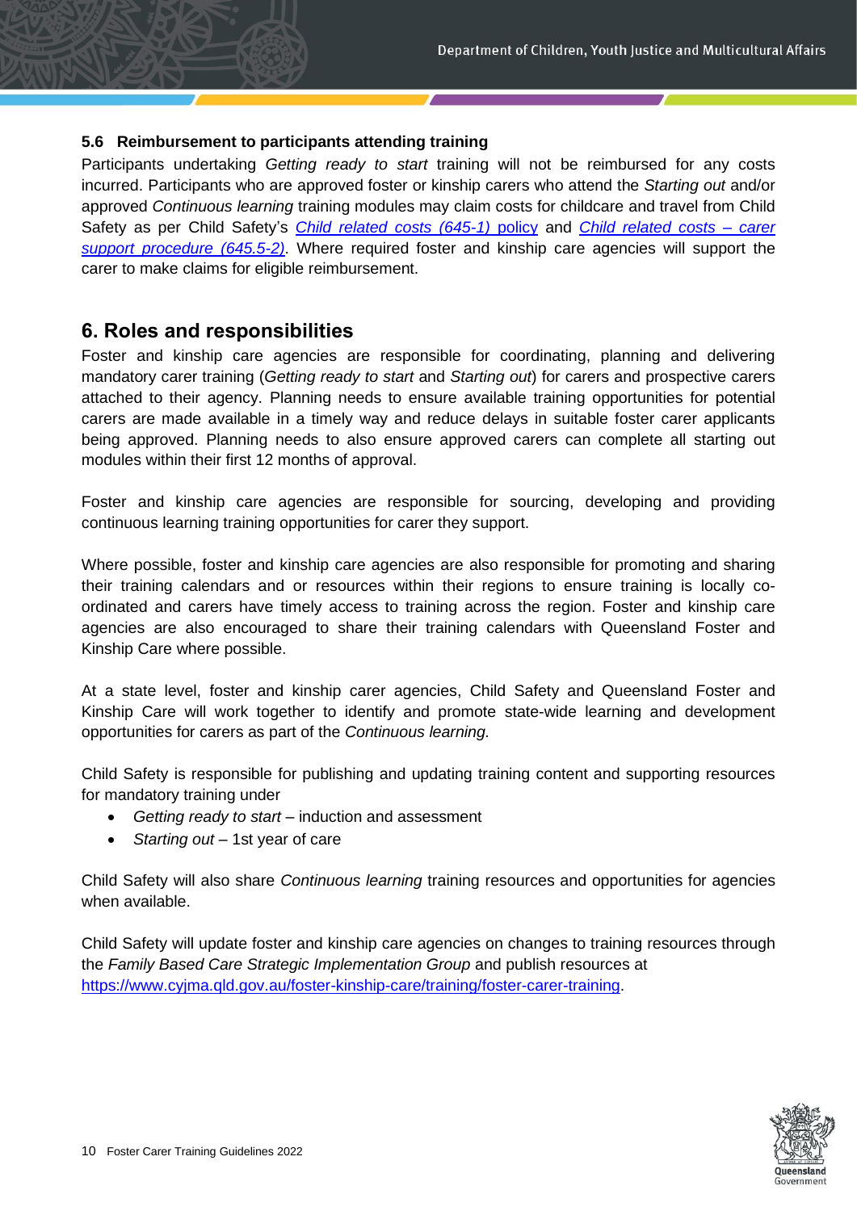### 5.6 Reimbursement to participants attending training

Participants undertaking *Getting ready to start* training will not be reimbursed for any costs incurred. Participants who are approved foster or kinship carers who attend the *Starting out* and/or approved *Continuous learning* training modules may claim costs for childcare and travel from Child Safety as per Child Safety's *Child related costs (645-1)* policy and *Child related costs – carer support procedure (645.5-2)*. Where required foster and kinship care agencies will support the carer to make claims for eligible reimbursement.

## 6. Roles and responsibilities

Foster and kinship care agencies are responsible for coordinating, planning and delivering mandatory carer training (*Getting ready to start* and *Starting out*) for carers and prospective carers attached to their agency. Planning needs to ensure available training opportunities for potential carers are made available in a timely way and reduce delays in suitable foster carer applicants being approved. Planning needs to also ensure approved carers can complete all starting out modules within their first 12 months of approval.

Foster and kinship care agencies are responsible for sourcing, developing and providing continuous learning training opportunities for carer they support.

Where possible, foster and kinship care agencies are also responsible for promoting and sharing their training calendars and or resources within their regions to ensure training is locally co-ordinated and carers have timely access to training across the region. Foster and kinship care agencies are also encouraged to share their training calendars with Queensland Foster and Kinship Care where possible.

At a state level, foster and kinship carer agencies, Child Safety and Queensland Foster and Kinship Care will work together to identify and promote state-wide learning and development opportunities for carers as part of the *Continuous learning.*

Child Safety is responsible for publishing and updating training content and supporting resources for mandatory training under

- *Getting ready to start* – induction and assessment
- *Starting out* – 1st year of care

Child Safety will also share *Continuous learning* training resources and opportunities for agencies when available.

Child Safety will update foster and kinship care agencies on changes to training resources through the *Family Based Care Strategic Implementation Group* and publish resources at https://www.cyjma.qld.gov.au/foster-kinship-care/training/foster-carer-training.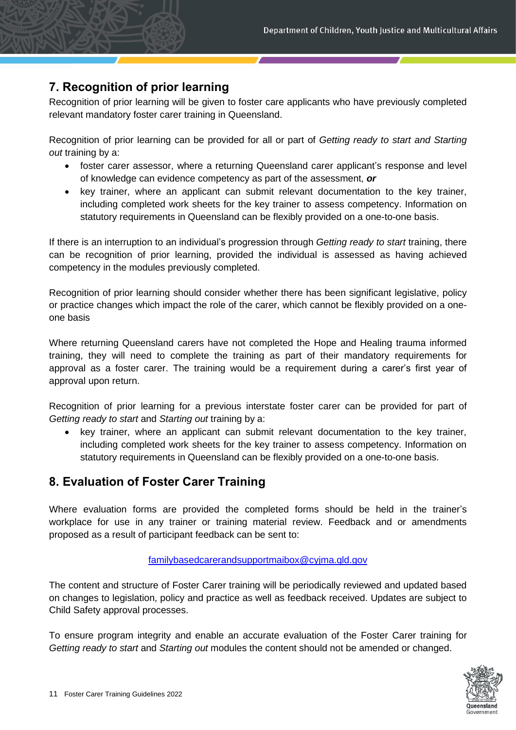## 7. Recognition of prior learning

Recognition of prior learning will be given to foster care applicants who have previously completed relevant mandatory foster carer training in Queensland.

Recognition of prior learning can be provided for all or part of *Getting ready to start and Starting out* training by a:

- foster carer assessor, where a returning Queensland carer applicant's response and level of knowledge can evidence competency as part of the assessment, ***or***
- key trainer, where an applicant can submit relevant documentation to the key trainer, including completed work sheets for the key trainer to assess competency. Information on statutory requirements in Queensland can be flexibly provided on a one-to-one basis.

If there is an interruption to an individual's progression through *Getting ready to start* training, there can be recognition of prior learning, provided the individual is assessed as having achieved competency in the modules previously completed.

Recognition of prior learning should consider whether there has been significant legislative, policy or practice changes which impact the role of the carer, which cannot be flexibly provided on a one-one basis

Where returning Queensland carers have not completed the Hope and Healing trauma informed training, they will need to complete the training as part of their mandatory requirements for approval as a foster carer. The training would be a requirement during a carer's first year of approval upon return.

Recognition of prior learning for a previous interstate foster carer can be provided for part of *Getting ready to start* and *Starting out* training by a:

- key trainer, where an applicant can submit relevant documentation to the key trainer, including completed work sheets for the key trainer to assess competency. Information on statutory requirements in Queensland can be flexibly provided on a one-to-one basis.

## 8. Evaluation of Foster Carer Training

Where evaluation forms are provided the completed forms should be held in the trainer's workplace for use in any trainer or training material review. Feedback and or amendments proposed as a result of participant feedback can be sent to:

familybasedcarerandsupportmaibox@cyjma.qld.gov

The content and structure of Foster Carer training will be periodically reviewed and updated based on changes to legislation, policy and practice as well as feedback received. Updates are subject to Child Safety approval processes.

To ensure program integrity and enable an accurate evaluation of the Foster Carer training for *Getting ready to start* and *Starting out* modules the content should not be amended or changed.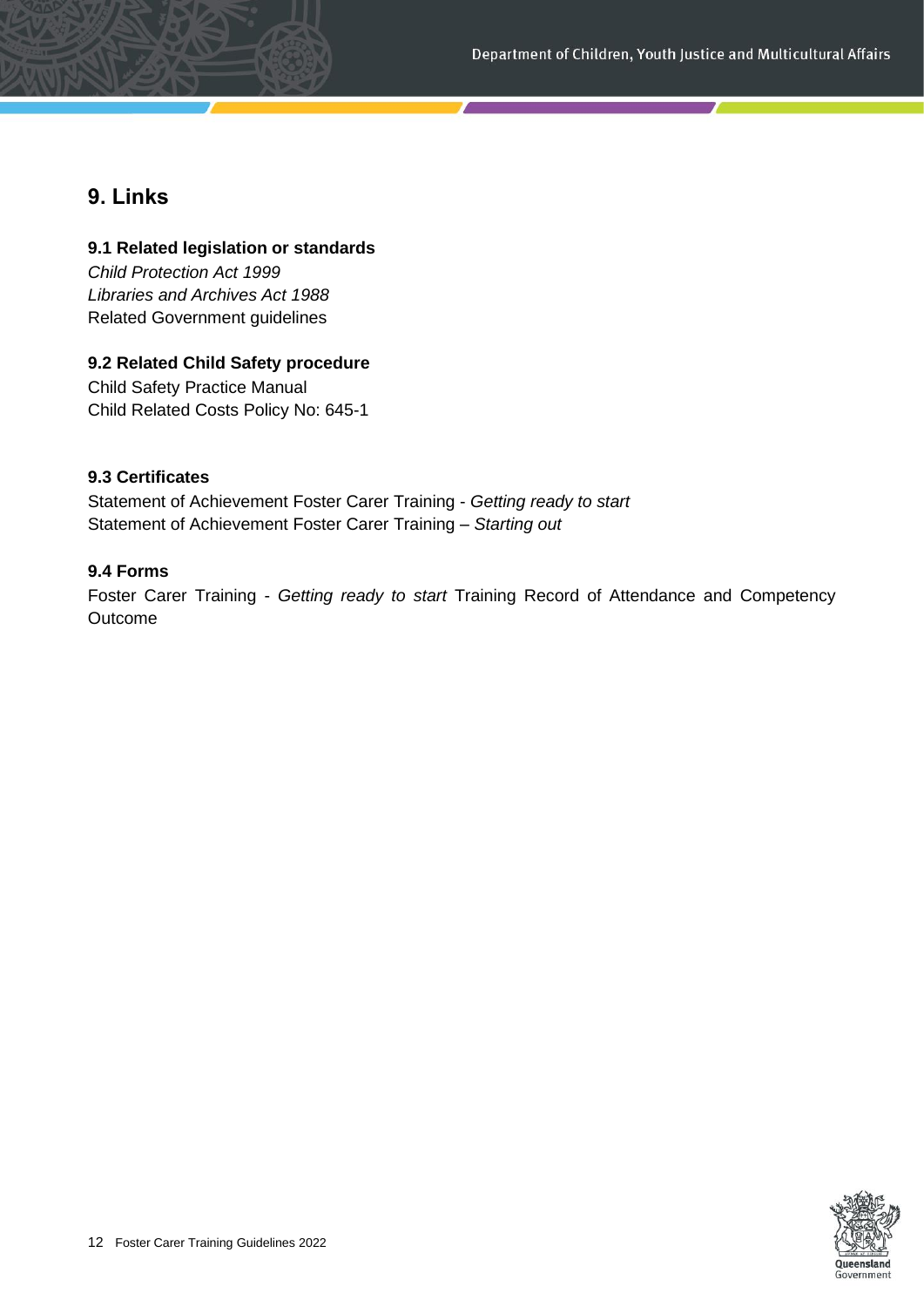## 9. Links

### 9.1 Related legislation or standards

*Child Protection Act 1999*
*Libraries and Archives Act 1988*
Related Government guidelines

### 9.2 Related Child Safety procedure

Child Safety Practice Manual
Child Related Costs Policy No: 645-1

### 9.3 Certificates

Statement of Achievement Foster Carer Training - *Getting ready to start*
Statement of Achievement Foster Carer Training – *Starting out*

### 9.4 Forms

Foster Carer Training - *Getting ready to start* Training Record of Attendance and Competency Outcome